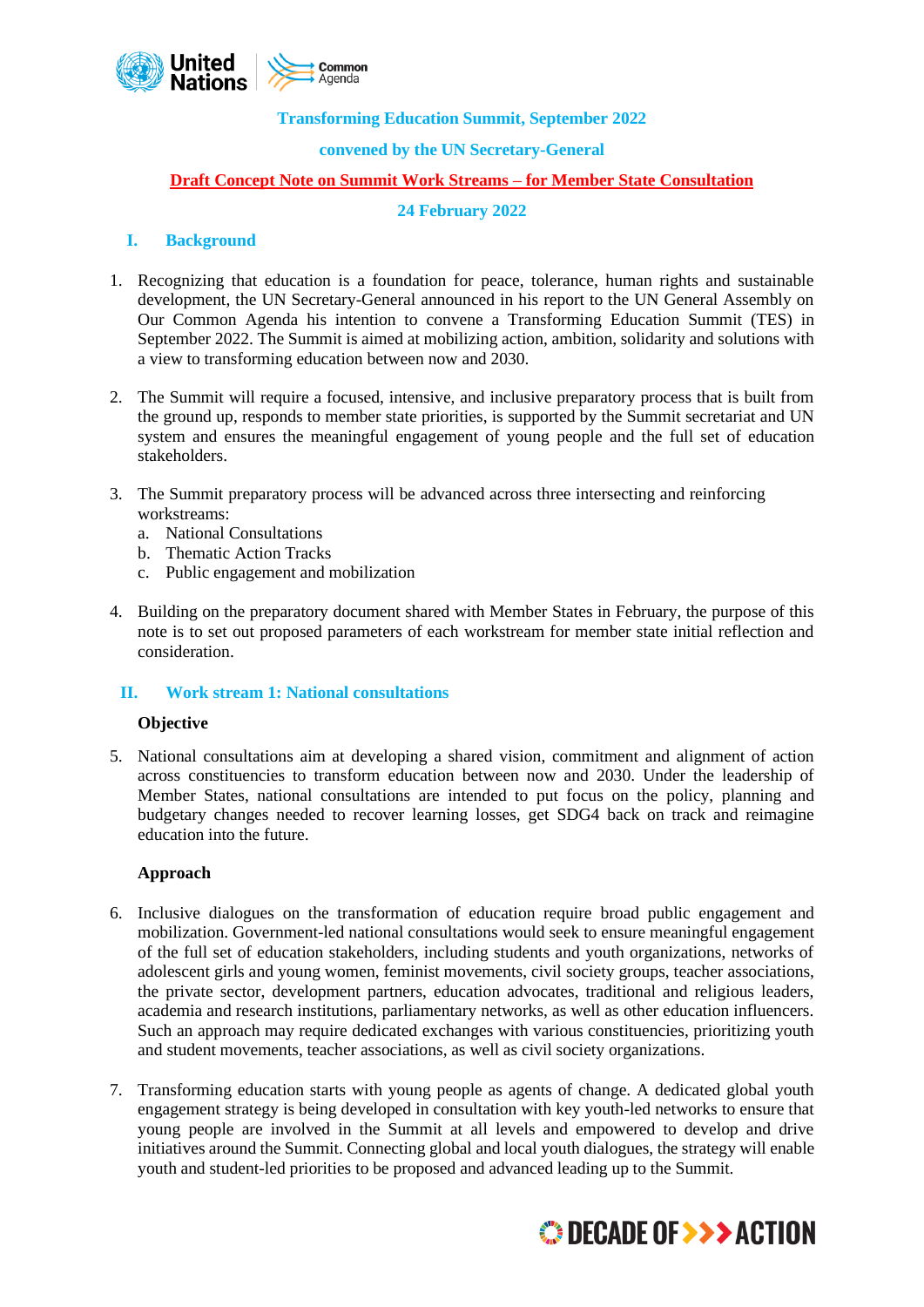**Transforming Education Summit, September 2022**

**convened by the UN Secretary-General**

**Draft Concept Note on Summit Work Streams – for Member State Consultation**

**24 February 2022**

## I. Background

1. Recognizing that education is a foundation for peace, tolerance, human rights and sustainable development, the UN Secretary-General announced in his report to the UN General Assembly on Our Common Agenda his intention to convene a Transforming Education Summit (TES) in September 2022. The Summit is aimed at mobilizing action, ambition, solidarity and solutions with a view to transforming education between now and 2030.

2. The Summit will require a focused, intensive, and inclusive preparatory process that is built from the ground up, responds to member state priorities, is supported by the Summit secretariat and UN system and ensures the meaningful engagement of young people and the full set of education stakeholders.

3. The Summit preparatory process will be advanced across three intersecting and reinforcing workstreams:
   a. National Consultations
   b. Thematic Action Tracks
   c. Public engagement and mobilization

4. Building on the preparatory document shared with Member States in February, the purpose of this note is to set out proposed parameters of each workstream for member state initial reflection and consideration.

## II. Work stream 1: National consultations

**Objective**

5. National consultations aim at developing a shared vision, commitment and alignment of action across constituencies to transform education between now and 2030. Under the leadership of Member States, national consultations are intended to put focus on the policy, planning and budgetary changes needed to recover learning losses, get SDG4 back on track and reimagine education into the future.

**Approach**

6. Inclusive dialogues on the transformation of education require broad public engagement and mobilization. Government-led national consultations would seek to ensure meaningful engagement of the full set of education stakeholders, including students and youth organizations, networks of adolescent girls and young women, feminist movements, civil society groups, teacher associations, the private sector, development partners, education advocates, traditional and religious leaders, academia and research institutions, parliamentary networks, as well as other education influencers. Such an approach may require dedicated exchanges with various constituencies, prioritizing youth and student movements, teacher associations, as well as civil society organizations.

7. Transforming education starts with young people as agents of change. A dedicated global youth engagement strategy is being developed in consultation with key youth-led networks to ensure that young people are involved in the Summit at all levels and empowered to develop and drive initiatives around the Summit. Connecting global and local youth dialogues, the strategy will enable youth and student-led priorities to be proposed and advanced leading up to the Summit.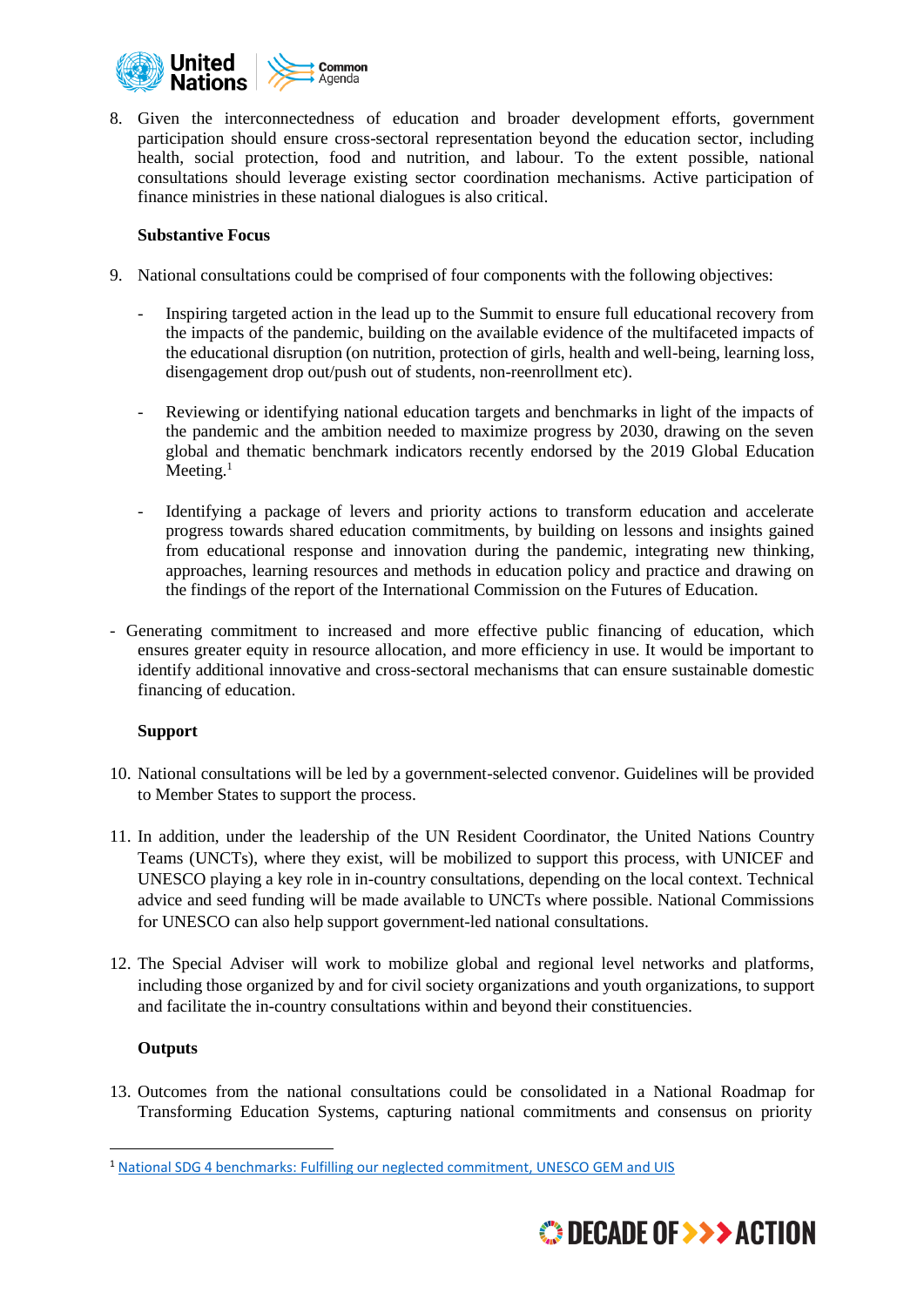8. Given the interconnectedness of education and broader development efforts, government participation should ensure cross-sectoral representation beyond the education sector, including health, social protection, food and nutrition, and labour. To the extent possible, national consultations should leverage existing sector coordination mechanisms. Active participation of finance ministries in these national dialogues is also critical.

**Substantive Focus**

9. National consultations could be comprised of four components with the following objectives:

   - Inspiring targeted action in the lead up to the Summit to ensure full educational recovery from the impacts of the pandemic, building on the available evidence of the multifaceted impacts of the educational disruption (on nutrition, protection of girls, health and well-being, learning loss, disengagement drop out/push out of students, non-reenrollment etc).

   - Reviewing or identifying national education targets and benchmarks in light of the impacts of the pandemic and the ambition needed to maximize progress by 2030, drawing on the seven global and thematic benchmark indicators recently endorsed by the 2019 Global Education Meeting.[1]

   - Identifying a package of levers and priority actions to transform education and accelerate progress towards shared education commitments, by building on lessons and insights gained from educational response and innovation during the pandemic, integrating new thinking, approaches, learning resources and methods in education policy and practice and drawing on the findings of the report of the International Commission on the Futures of Education.

- Generating commitment to increased and more effective public financing of education, which ensures greater equity in resource allocation, and more efficiency in use. It would be important to identify additional innovative and cross-sectoral mechanisms that can ensure sustainable domestic financing of education.

**Support**

10. National consultations will be led by a government-selected convenor. Guidelines will be provided to Member States to support the process.

11. In addition, under the leadership of the UN Resident Coordinator, the United Nations Country Teams (UNCTs), where they exist, will be mobilized to support this process, with UNICEF and UNESCO playing a key role in in-country consultations, depending on the local context. Technical advice and seed funding will be made available to UNCTs where possible. National Commissions for UNESCO can also help support government-led national consultations.

12. The Special Adviser will work to mobilize global and regional level networks and platforms, including those organized by and for civil society organizations and youth organizations, to support and facilitate the in-country consultations within and beyond their constituencies.

**Outputs**

13. Outcomes from the national consultations could be consolidated in a National Roadmap for Transforming Education Systems, capturing national commitments and consensus on priority

---

[1] National SDG 4 benchmarks: Fulfilling our neglected commitment, UNESCO GEM and UIS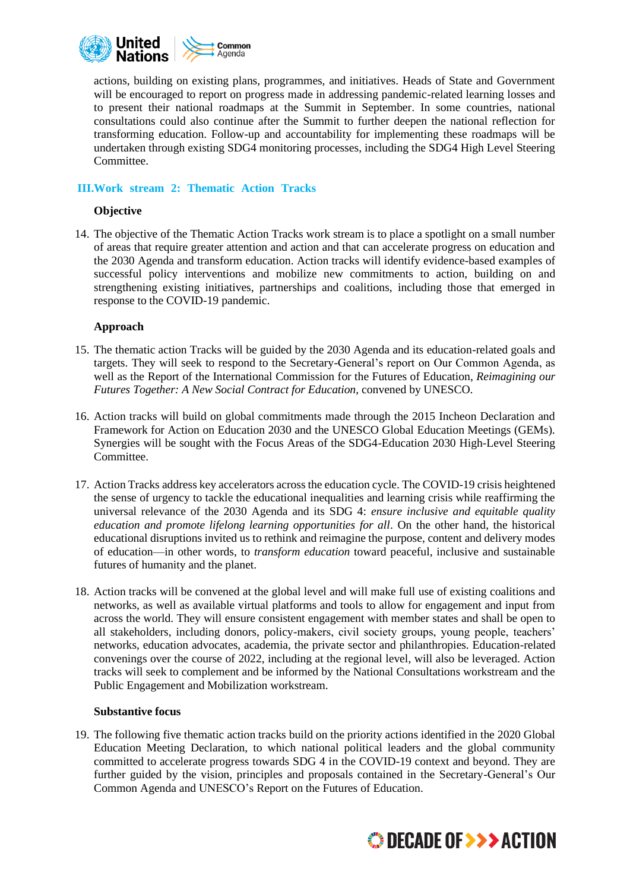actions, building on existing plans, programmes, and initiatives. Heads of State and Government will be encouraged to report on progress made in addressing pandemic-related learning losses and to present their national roadmaps at the Summit in September. In some countries, national consultations could also continue after the Summit to further deepen the national reflection for transforming education. Follow-up and accountability for implementing these roadmaps will be undertaken through existing SDG4 monitoring processes, including the SDG4 High Level Steering Committee.

## III. Work stream 2: Thematic Action Tracks

**Objective**

14. The objective of the Thematic Action Tracks work stream is to place a spotlight on a small number of areas that require greater attention and action and that can accelerate progress on education and the 2030 Agenda and transform education. Action tracks will identify evidence-based examples of successful policy interventions and mobilize new commitments to action, building on and strengthening existing initiatives, partnerships and coalitions, including those that emerged in response to the COVID-19 pandemic.

**Approach**

15. The thematic action Tracks will be guided by the 2030 Agenda and its education-related goals and targets. They will seek to respond to the Secretary-General's report on Our Common Agenda, as well as the Report of the International Commission for the Futures of Education, *Reimagining our Futures Together: A New Social Contract for Education*, convened by UNESCO.

16. Action tracks will build on global commitments made through the 2015 Incheon Declaration and Framework for Action on Education 2030 and the UNESCO Global Education Meetings (GEMs). Synergies will be sought with the Focus Areas of the SDG4-Education 2030 High-Level Steering Committee.

17. Action Tracks address key accelerators across the education cycle. The COVID-19 crisis heightened the sense of urgency to tackle the educational inequalities and learning crisis while reaffirming the universal relevance of the 2030 Agenda and its SDG 4: *ensure inclusive and equitable quality education and promote lifelong learning opportunities for all*. On the other hand, the historical educational disruptions invited us to rethink and reimagine the purpose, content and delivery modes of education—in other words, to *transform education* toward peaceful, inclusive and sustainable futures of humanity and the planet.

18. Action tracks will be convened at the global level and will make full use of existing coalitions and networks, as well as available virtual platforms and tools to allow for engagement and input from across the world. They will ensure consistent engagement with member states and shall be open to all stakeholders, including donors, policy-makers, civil society groups, young people, teachers' networks, education advocates, academia, the private sector and philanthropies. Education-related convenings over the course of 2022, including at the regional level, will also be leveraged. Action tracks will seek to complement and be informed by the National Consultations workstream and the Public Engagement and Mobilization workstream.

**Substantive focus**

19. The following five thematic action tracks build on the priority actions identified in the 2020 Global Education Meeting Declaration, to which national political leaders and the global community committed to accelerate progress towards SDG 4 in the COVID-19 context and beyond. They are further guided by the vision, principles and proposals contained in the Secretary-General's Our Common Agenda and UNESCO's Report on the Futures of Education.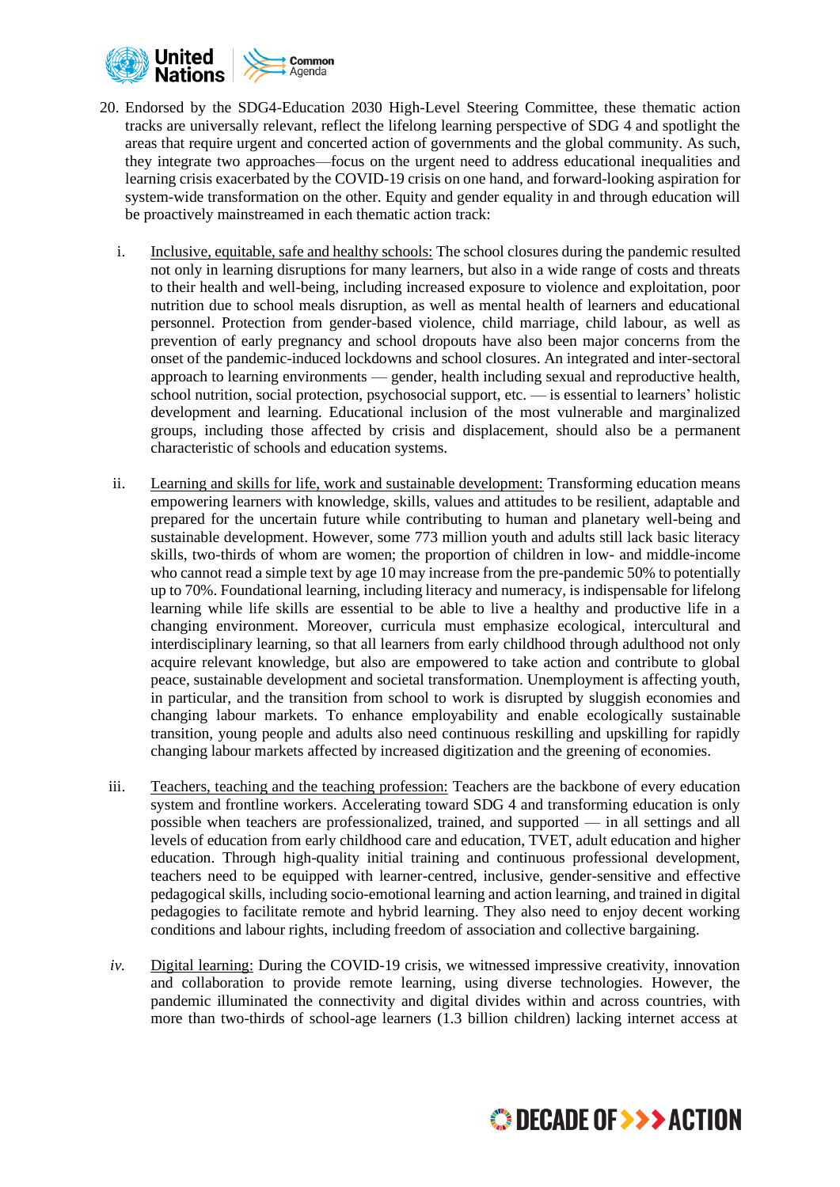20. Endorsed by the SDG4-Education 2030 High-Level Steering Committee, these thematic action tracks are universally relevant, reflect the lifelong learning perspective of SDG 4 and spotlight the areas that require urgent and concerted action of governments and the global community. As such, they integrate two approaches—focus on the urgent need to address educational inequalities and learning crisis exacerbated by the COVID-19 crisis on one hand, and forward-looking aspiration for system-wide transformation on the other. Equity and gender equality in and through education will be proactively mainstreamed in each thematic action track:

   i. Inclusive, equitable, safe and healthy schools: The school closures during the pandemic resulted not only in learning disruptions for many learners, but also in a wide range of costs and threats to their health and well-being, including increased exposure to violence and exploitation, poor nutrition due to school meals disruption, as well as mental health of learners and educational personnel. Protection from gender-based violence, child marriage, child labour, as well as prevention of early pregnancy and school dropouts have also been major concerns from the onset of the pandemic-induced lockdowns and school closures. An integrated and inter-sectoral approach to learning environments — gender, health including sexual and reproductive health, school nutrition, social protection, psychosocial support, etc. — is essential to learners' holistic development and learning. Educational inclusion of the most vulnerable and marginalized groups, including those affected by crisis and displacement, should also be a permanent characteristic of schools and education systems.

   ii. Learning and skills for life, work and sustainable development: Transforming education means empowering learners with knowledge, skills, values and attitudes to be resilient, adaptable and prepared for the uncertain future while contributing to human and planetary well-being and sustainable development. However, some 773 million youth and adults still lack basic literacy skills, two-thirds of whom are women; the proportion of children in low- and middle-income who cannot read a simple text by age 10 may increase from the pre-pandemic 50% to potentially up to 70%. Foundational learning, including literacy and numeracy, is indispensable for lifelong learning while life skills are essential to be able to live a healthy and productive life in a changing environment. Moreover, curricula must emphasize ecological, intercultural and interdisciplinary learning, so that all learners from early childhood through adulthood not only acquire relevant knowledge, but also are empowered to take action and contribute to global peace, sustainable development and societal transformation. Unemployment is affecting youth, in particular, and the transition from school to work is disrupted by sluggish economies and changing labour markets. To enhance employability and enable ecologically sustainable transition, young people and adults also need continuous reskilling and upskilling for rapidly changing labour markets affected by increased digitization and the greening of economies.

   iii. Teachers, teaching and the teaching profession: Teachers are the backbone of every education system and frontline workers. Accelerating toward SDG 4 and transforming education is only possible when teachers are professionalized, trained, and supported — in all settings and all levels of education from early childhood care and education, TVET, adult education and higher education. Through high-quality initial training and continuous professional development, teachers need to be equipped with learner-centred, inclusive, gender-sensitive and effective pedagogical skills, including socio-emotional learning and action learning, and trained in digital pedagogies to facilitate remote and hybrid learning. They also need to enjoy decent working conditions and labour rights, including freedom of association and collective bargaining.

   *iv.* Digital learning: During the COVID-19 crisis, we witnessed impressive creativity, innovation and collaboration to provide remote learning, using diverse technologies. However, the pandemic illuminated the connectivity and digital divides within and across countries, with more than two-thirds of school-age learners (1.3 billion children) lacking internet access at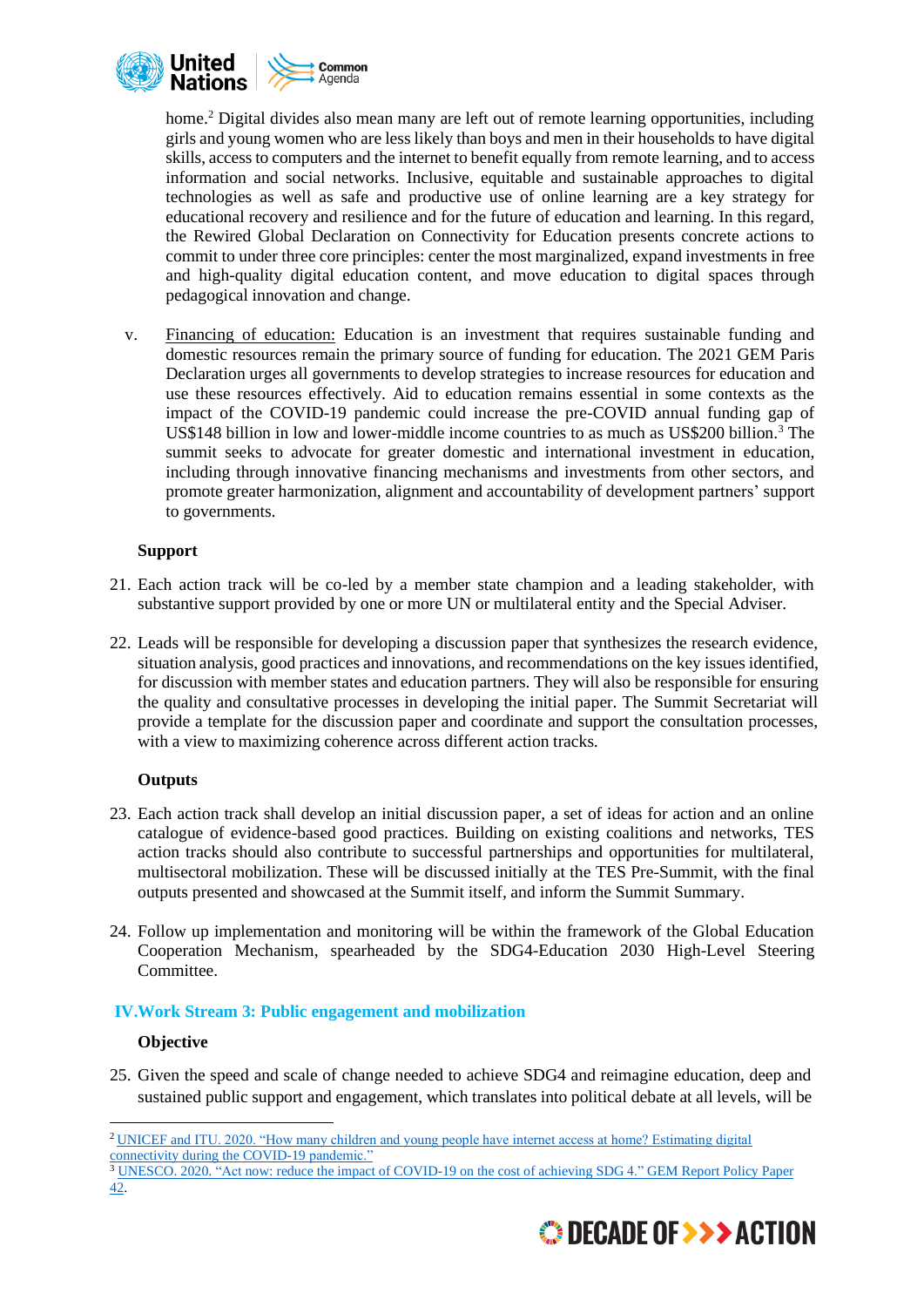home.[2] Digital divides also mean many are left out of remote learning opportunities, including girls and young women who are less likely than boys and men in their households to have digital skills, access to computers and the internet to benefit equally from remote learning, and to access information and social networks. Inclusive, equitable and sustainable approaches to digital technologies as well as safe and productive use of online learning are a key strategy for educational recovery and resilience and for the future of education and learning. In this regard, the Rewired Global Declaration on Connectivity for Education presents concrete actions to commit to under three core principles: center the most marginalized, expand investments in free and high-quality digital education content, and move education to digital spaces through pedagogical innovation and change.

v. Financing of education: Education is an investment that requires sustainable funding and domestic resources remain the primary source of funding for education. The 2021 GEM Paris Declaration urges all governments to develop strategies to increase resources for education and use these resources effectively. Aid to education remains essential in some contexts as the impact of the COVID-19 pandemic could increase the pre-COVID annual funding gap of US$148 billion in low and lower-middle income countries to as much as US$200 billion.[3] The summit seeks to advocate for greater domestic and international investment in education, including through innovative financing mechanisms and investments from other sectors, and promote greater harmonization, alignment and accountability of development partners' support to governments.

**Support**

21. Each action track will be co-led by a member state champion and a leading stakeholder, with substantive support provided by one or more UN or multilateral entity and the Special Adviser.

22. Leads will be responsible for developing a discussion paper that synthesizes the research evidence, situation analysis, good practices and innovations, and recommendations on the key issues identified, for discussion with member states and education partners. They will also be responsible for ensuring the quality and consultative processes in developing the initial paper. The Summit Secretariat will provide a template for the discussion paper and coordinate and support the consultation processes, with a view to maximizing coherence across different action tracks.

**Outputs**

23. Each action track shall develop an initial discussion paper, a set of ideas for action and an online catalogue of evidence-based good practices. Building on existing coalitions and networks, TES action tracks should also contribute to successful partnerships and opportunities for multilateral, multisectoral mobilization. These will be discussed initially at the TES Pre-Summit, with the final outputs presented and showcased at the Summit itself, and inform the Summit Summary.

24. Follow up implementation and monitoring will be within the framework of the Global Education Cooperation Mechanism, spearheaded by the SDG4-Education 2030 High-Level Steering Committee.

## IV. Work Stream 3: Public engagement and mobilization

**Objective**

25. Given the speed and scale of change needed to achieve SDG4 and reimagine education, deep and sustained public support and engagement, which translates into political debate at all levels, will be

---

[2] UNICEF and ITU. 2020. "How many children and young people have internet access at home? Estimating digital connectivity during the COVID-19 pandemic."

[3] UNESCO. 2020. "Act now: reduce the impact of COVID-19 on the cost of achieving SDG 4." GEM Report Policy Paper 42.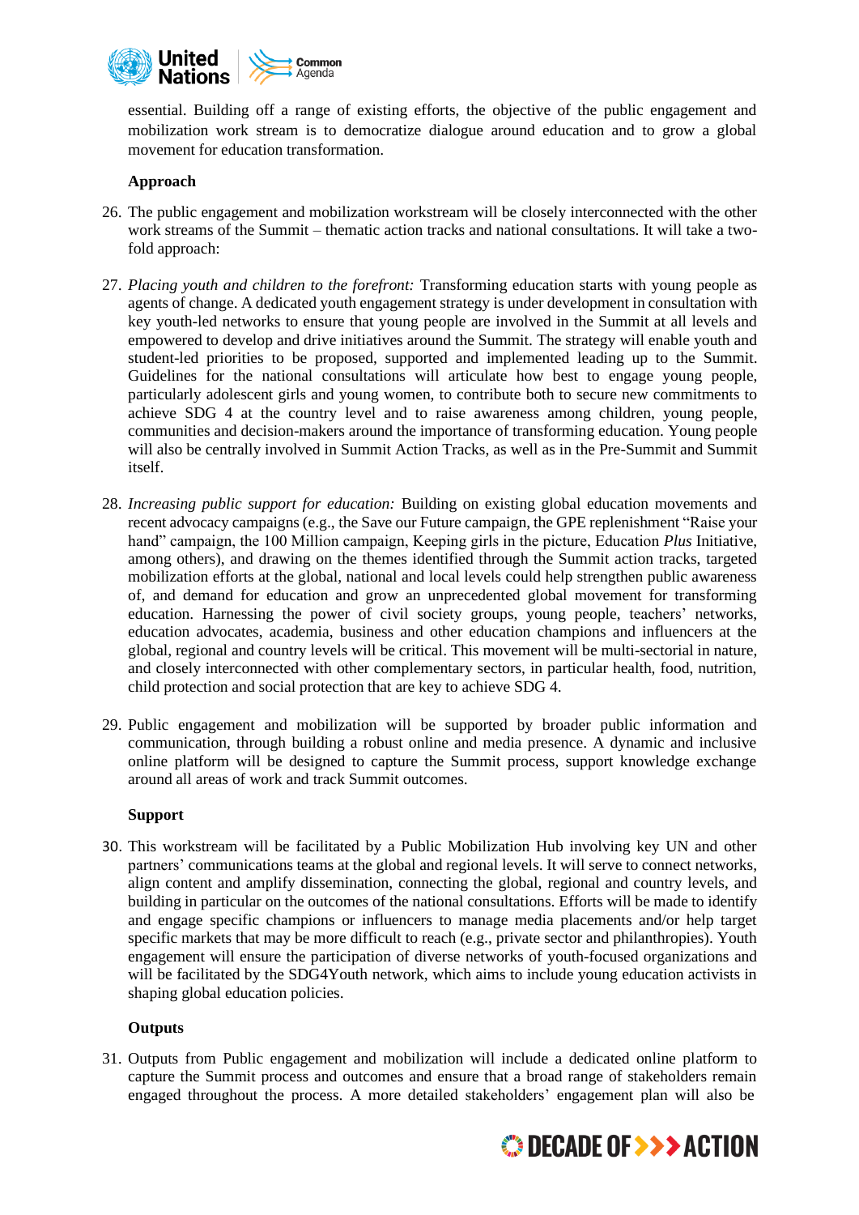essential. Building off a range of existing efforts, the objective of the public engagement and mobilization work stream is to democratize dialogue around education and to grow a global movement for education transformation.

**Approach**

26. The public engagement and mobilization workstream will be closely interconnected with the other work streams of the Summit – thematic action tracks and national consultations. It will take a two-fold approach:

27. *Placing youth and children to the forefront:* Transforming education starts with young people as agents of change. A dedicated youth engagement strategy is under development in consultation with key youth-led networks to ensure that young people are involved in the Summit at all levels and empowered to develop and drive initiatives around the Summit. The strategy will enable youth and student-led priorities to be proposed, supported and implemented leading up to the Summit. Guidelines for the national consultations will articulate how best to engage young people, particularly adolescent girls and young women, to contribute both to secure new commitments to achieve SDG 4 at the country level and to raise awareness among children, young people, communities and decision-makers around the importance of transforming education. Young people will also be centrally involved in Summit Action Tracks, as well as in the Pre-Summit and Summit itself.

28. *Increasing public support for education:* Building on existing global education movements and recent advocacy campaigns (e.g., the Save our Future campaign, the GPE replenishment "Raise your hand" campaign, the 100 Million campaign, Keeping girls in the picture, Education *Plus* Initiative, among others), and drawing on the themes identified through the Summit action tracks, targeted mobilization efforts at the global, national and local levels could help strengthen public awareness of, and demand for education and grow an unprecedented global movement for transforming education. Harnessing the power of civil society groups, young people, teachers' networks, education advocates, academia, business and other education champions and influencers at the global, regional and country levels will be critical. This movement will be multi-sectorial in nature, and closely interconnected with other complementary sectors, in particular health, food, nutrition, child protection and social protection that are key to achieve SDG 4.

29. Public engagement and mobilization will be supported by broader public information and communication, through building a robust online and media presence. A dynamic and inclusive online platform will be designed to capture the Summit process, support knowledge exchange around all areas of work and track Summit outcomes.

**Support**

30. This workstream will be facilitated by a Public Mobilization Hub involving key UN and other partners' communications teams at the global and regional levels. It will serve to connect networks, align content and amplify dissemination, connecting the global, regional and country levels, and building in particular on the outcomes of the national consultations. Efforts will be made to identify and engage specific champions or influencers to manage media placements and/or help target specific markets that may be more difficult to reach (e.g., private sector and philanthropies). Youth engagement will ensure the participation of diverse networks of youth-focused organizations and will be facilitated by the SDG4Youth network, which aims to include young education activists in shaping global education policies.

**Outputs**

31. Outputs from Public engagement and mobilization will include a dedicated online platform to capture the Summit process and outcomes and ensure that a broad range of stakeholders remain engaged throughout the process. A more detailed stakeholders' engagement plan will also be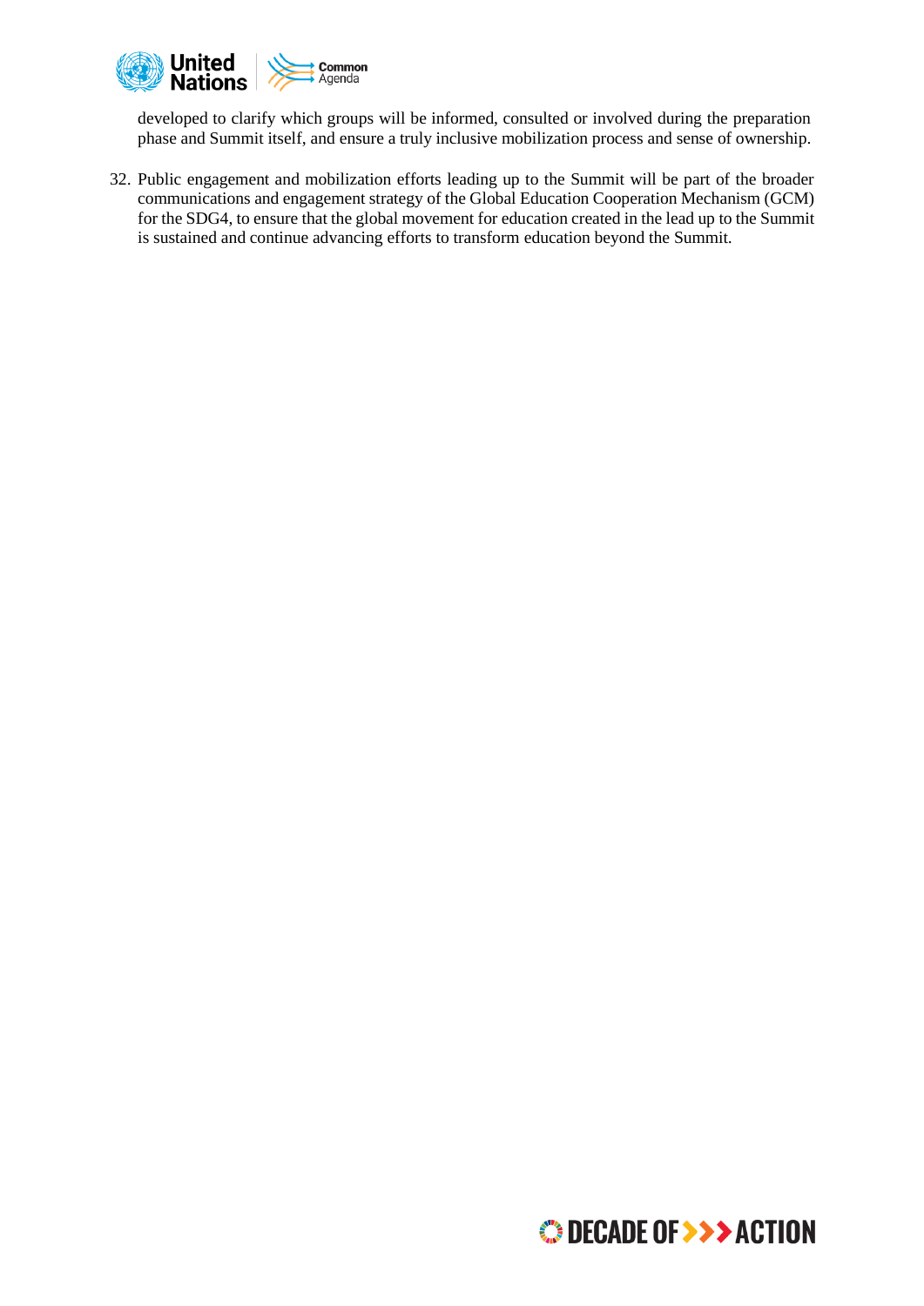developed to clarify which groups will be informed, consulted or involved during the preparation phase and Summit itself, and ensure a truly inclusive mobilization process and sense of ownership.

32. Public engagement and mobilization efforts leading up to the Summit will be part of the broader communications and engagement strategy of the Global Education Cooperation Mechanism (GCM) for the SDG4, to ensure that the global movement for education created in the lead up to the Summit is sustained and continue advancing efforts to transform education beyond the Summit.